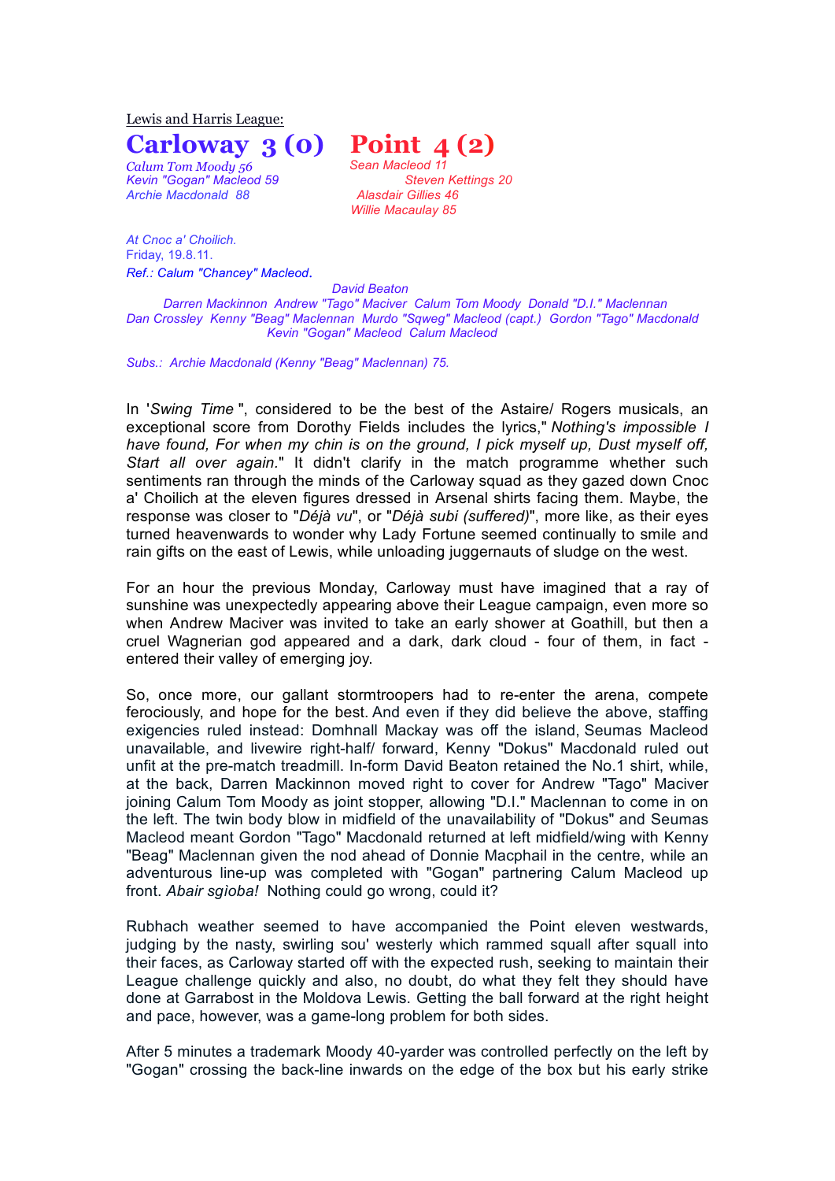Lewis and Harris League:

# Carloway 3 (0) Point 4 (2)

*Calum Tom Moody 56*
*Kevin "Gogan" Macleod 59*
*Archie Macdonald 88*

*Sean Macleod 11*
*Steven Kettings 20*
*Alasdair Gillies 46*
*Willie Macaulay 85*

*At Cnoc a' Choilich.*
Friday, 19.8.11.
*Ref.: Calum "Chancey" Macleod.*

*David Beaton*
*Darren Mackinnon Andrew "Tago" Maciver Calum Tom Moody Donald "D.I." Maclennan*
*Dan Crossley Kenny "Beag" Maclennan Murdo "Sqweg" Macleod (capt.) Gordon "Tago" Macdonald*
*Kevin "Gogan" Macleod Calum Macleod*

*Subs.: Archie Macdonald (Kenny "Beag" Maclennan) 75.*

In '*Swing Time* ", considered to be the best of the Astaire/ Rogers musicals, an exceptional score from Dorothy Fields includes the lyrics," *Nothing's impossible I have found, For when my chin is on the ground, I pick myself up, Dust myself off, Start all over again.*" It didn't clarify in the match programme whether such sentiments ran through the minds of the Carloway squad as they gazed down Cnoc a' Choilich at the eleven figures dressed in Arsenal shirts facing them. Maybe, the response was closer to "*Déjà vu*", or "*Déjà subi (suffered)*", more like, as their eyes turned heavenwards to wonder why Lady Fortune seemed continually to smile and rain gifts on the east of Lewis, while unloading juggernauts of sludge on the west.

For an hour the previous Monday, Carloway must have imagined that a ray of sunshine was unexpectedly appearing above their League campaign, even more so when Andrew Maciver was invited to take an early shower at Goathill, but then a cruel Wagnerian god appeared and a dark, dark cloud - four of them, in fact - entered their valley of emerging joy.

So, once more, our gallant stormtroopers had to re-enter the arena, compete ferociously, and hope for the best. And even if they did believe the above, staffing exigencies ruled instead: Domhnall Mackay was off the island, Seumas Macleod unavailable, and livewire right-half/ forward, Kenny "Dokus" Macdonald ruled out unfit at the pre-match treadmill. In-form David Beaton retained the No.1 shirt, while, at the back, Darren Mackinnon moved right to cover for Andrew "Tago" Maciver joining Calum Tom Moody as joint stopper, allowing "D.I." Maclennan to come in on the left. The twin body blow in midfield of the unavailability of "Dokus" and Seumas Macleod meant Gordon "Tago" Macdonald returned at left midfield/wing with Kenny "Beag" Maclennan given the nod ahead of Donnie Macphail in the centre, while an adventurous line-up was completed with "Gogan" partnering Calum Macleod up front. *Abair sgìoba!* Nothing could go wrong, could it?

Rubhach weather seemed to have accompanied the Point eleven westwards, judging by the nasty, swirling sou' westerly which rammed squall after squall into their faces, as Carloway started off with the expected rush, seeking to maintain their League challenge quickly and also, no doubt, do what they felt they should have done at Garrabost in the Moldova Lewis. Getting the ball forward at the right height and pace, however, was a game-long problem for both sides.

After 5 minutes a trademark Moody 40-yarder was controlled perfectly on the left by "Gogan" crossing the back-line inwards on the edge of the box but his early strike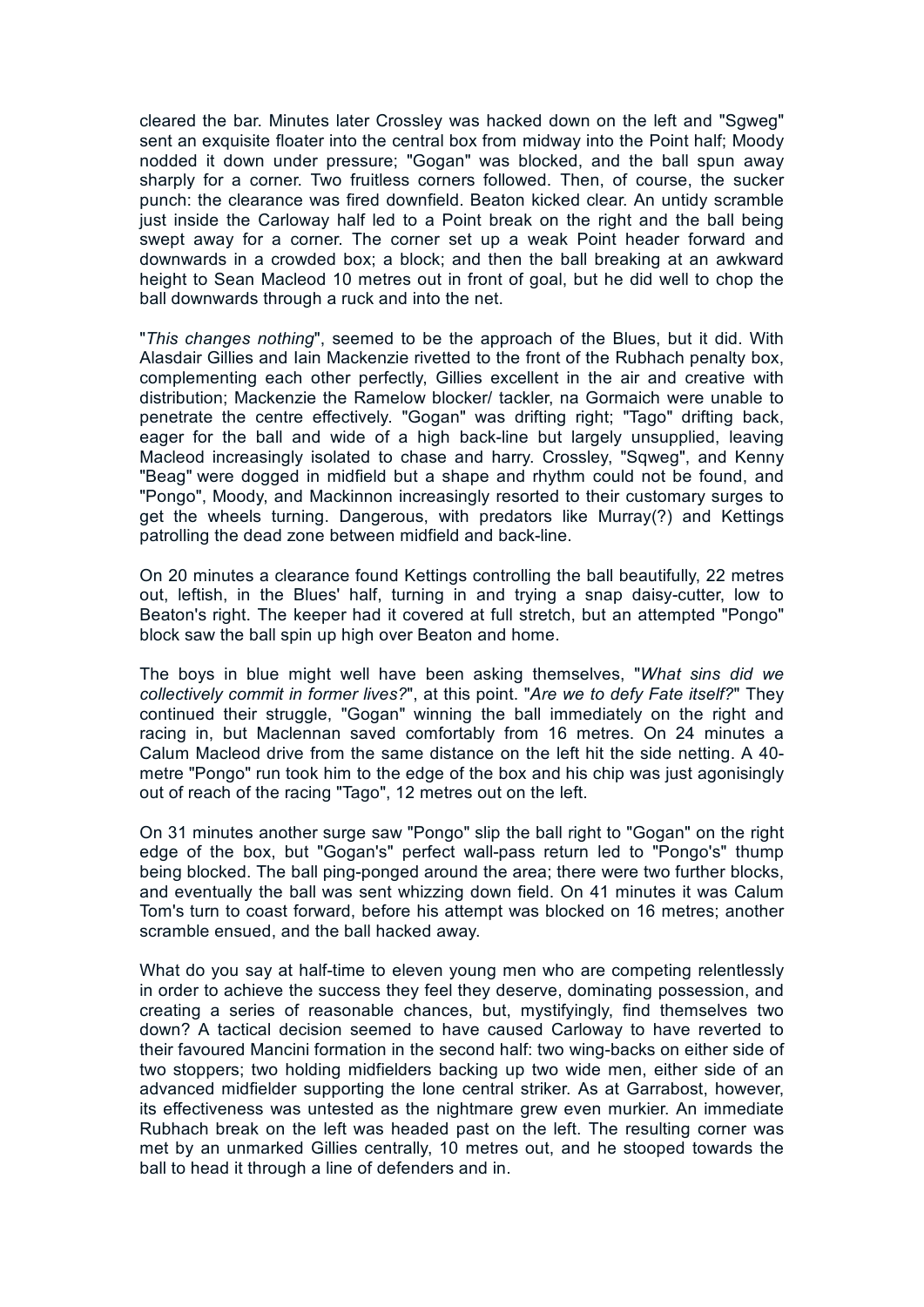cleared the bar. Minutes later Crossley was hacked down on the left and "Sgweg" sent an exquisite floater into the central box from midway into the Point half; Moody nodded it down under pressure; "Gogan" was blocked, and the ball spun away sharply for a corner. Two fruitless corners followed. Then, of course, the sucker punch: the clearance was fired downfield. Beaton kicked clear. An untidy scramble just inside the Carloway half led to a Point break on the right and the ball being swept away for a corner. The corner set up a weak Point header forward and downwards in a crowded box; a block; and then the ball breaking at an awkward height to Sean Macleod 10 metres out in front of goal, but he did well to chop the ball downwards through a ruck and into the net.

"*This changes nothing*", seemed to be the approach of the Blues, but it did. With Alasdair Gillies and Iain Mackenzie rivetted to the front of the Rubhach penalty box, complementing each other perfectly, Gillies excellent in the air and creative with distribution; Mackenzie the Ramelow blocker/ tackler, na Gormaich were unable to penetrate the centre effectively. "Gogan" was drifting right; "Tago" drifting back, eager for the ball and wide of a high back-line but largely unsupplied, leaving Macleod increasingly isolated to chase and harry. Crossley, "Sqweg", and Kenny "Beag" were dogged in midfield but a shape and rhythm could not be found, and "Pongo", Moody, and Mackinnon increasingly resorted to their customary surges to get the wheels turning. Dangerous, with predators like Murray(?) and Kettings patrolling the dead zone between midfield and back-line.

On 20 minutes a clearance found Kettings controlling the ball beautifully, 22 metres out, leftish, in the Blues' half, turning in and trying a snap daisy-cutter, low to Beaton's right. The keeper had it covered at full stretch, but an attempted "Pongo" block saw the ball spin up high over Beaton and home.

The boys in blue might well have been asking themselves, "*What sins did we collectively commit in former lives?*", at this point. "*Are we to defy Fate itself?*" They continued their struggle, "Gogan" winning the ball immediately on the right and racing in, but Maclennan saved comfortably from 16 metres. On 24 minutes a Calum Macleod drive from the same distance on the left hit the side netting. A 40-metre "Pongo" run took him to the edge of the box and his chip was just agonisingly out of reach of the racing "Tago", 12 metres out on the left.

On 31 minutes another surge saw "Pongo" slip the ball right to "Gogan" on the right edge of the box, but "Gogan's" perfect wall-pass return led to "Pongo's" thump being blocked. The ball ping-ponged around the area; there were two further blocks, and eventually the ball was sent whizzing down field. On 41 minutes it was Calum Tom's turn to coast forward, before his attempt was blocked on 16 metres; another scramble ensued, and the ball hacked away.

What do you say at half-time to eleven young men who are competing relentlessly in order to achieve the success they feel they deserve, dominating possession, and creating a series of reasonable chances, but, mystifyingly, find themselves two down? A tactical decision seemed to have caused Carloway to have reverted to their favoured Mancini formation in the second half: two wing-backs on either side of two stoppers; two holding midfielders backing up two wide men, either side of an advanced midfielder supporting the lone central striker. As at Garrabost, however, its effectiveness was untested as the nightmare grew even murkier. An immediate Rubhach break on the left was headed past on the left. The resulting corner was met by an unmarked Gillies centrally, 10 metres out, and he stooped towards the ball to head it through a line of defenders and in.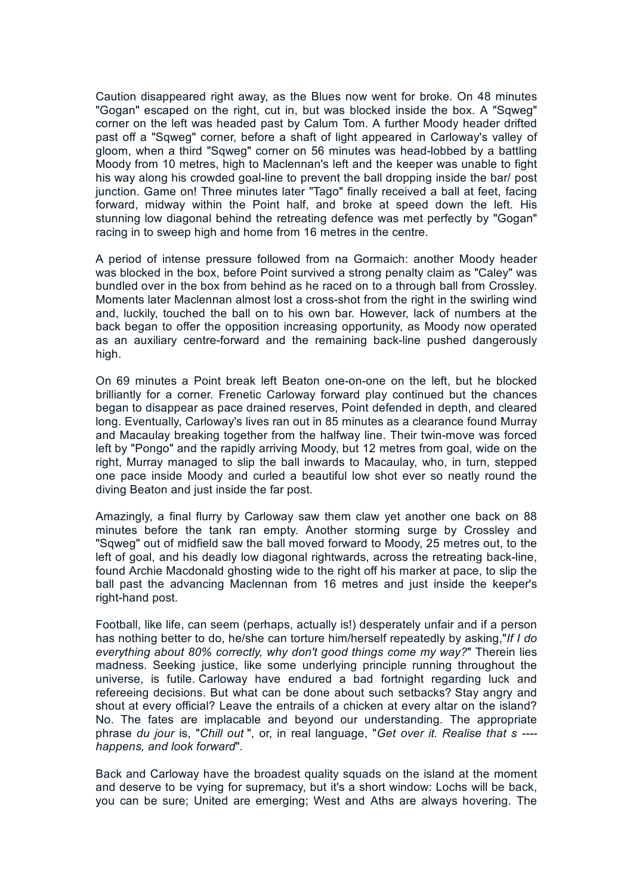Caution disappeared right away, as the Blues now went for broke. On 48 minutes "Gogan" escaped on the right, cut in, but was blocked inside the box. A "Sqweg" corner on the left was headed past by Calum Tom. A further Moody header drifted past off a "Sqweg" corner, before a shaft of light appeared in Carloway's valley of gloom, when a third "Sqweg" corner on 56 minutes was head-lobbed by a battling Moody from 10 metres, high to Maclennan's left and the keeper was unable to fight his way along his crowded goal-line to prevent the ball dropping inside the bar/ post junction. Game on! Three minutes later "Tago" finally received a ball at feet, facing forward, midway within the Point half, and broke at speed down the left. His stunning low diagonal behind the retreating defence was met perfectly by "Gogan" racing in to sweep high and home from 16 metres in the centre.

A period of intense pressure followed from na Gormaich: another Moody header was blocked in the box, before Point survived a strong penalty claim as "Caley" was bundled over in the box from behind as he raced on to a through ball from Crossley. Moments later Maclennan almost lost a cross-shot from the right in the swirling wind and, luckily, touched the ball on to his own bar. However, lack of numbers at the back began to offer the opposition increasing opportunity, as Moody now operated as an auxiliary centre-forward and the remaining back-line pushed dangerously high.

On 69 minutes a Point break left Beaton one-on-one on the left, but he blocked brilliantly for a corner. Frenetic Carloway forward play continued but the chances began to disappear as pace drained reserves, Point defended in depth, and cleared long. Eventually, Carloway's lives ran out in 85 minutes as a clearance found Murray and Macaulay breaking together from the halfway line. Their twin-move was forced left by "Pongo" and the rapidly arriving Moody, but 12 metres from goal, wide on the right, Murray managed to slip the ball inwards to Macaulay, who, in turn, stepped one pace inside Moody and curled a beautiful low shot ever so neatly round the diving Beaton and just inside the far post.

Amazingly, a final flurry by Carloway saw them claw yet another one back on 88 minutes before the tank ran empty. Another storming surge by Crossley and "Sqweg" out of midfield saw the ball moved forward to Moody, 25 metres out, to the left of goal, and his deadly low diagonal rightwards, across the retreating back-line, found Archie Macdonald ghosting wide to the right off his marker at pace, to slip the ball past the advancing Maclennan from 16 metres and just inside the keeper's right-hand post.

Football, like life, can seem (perhaps, actually is!) desperately unfair and if a person has nothing better to do, he/she can torture him/herself repeatedly by asking,"*If I do everything about 80% correctly, why don't good things come my way?*" Therein lies madness. Seeking justice, like some underlying principle running throughout the universe, is futile. Carloway have endured a bad fortnight regarding luck and refereeing decisions. But what can be done about such setbacks? Stay angry and shout at every official? Leave the entrails of a chicken at every altar on the island? No. The fates are implacable and beyond our understanding. The appropriate phrase *du jour* is, "*Chill out* ", or, in real language, "*Get over it. Realise that s ---- happens, and look forward*".

Back and Carloway have the broadest quality squads on the island at the moment and deserve to be vying for supremacy, but it's a short window: Lochs will be back, you can be sure; United are emerging; West and Aths are always hovering. The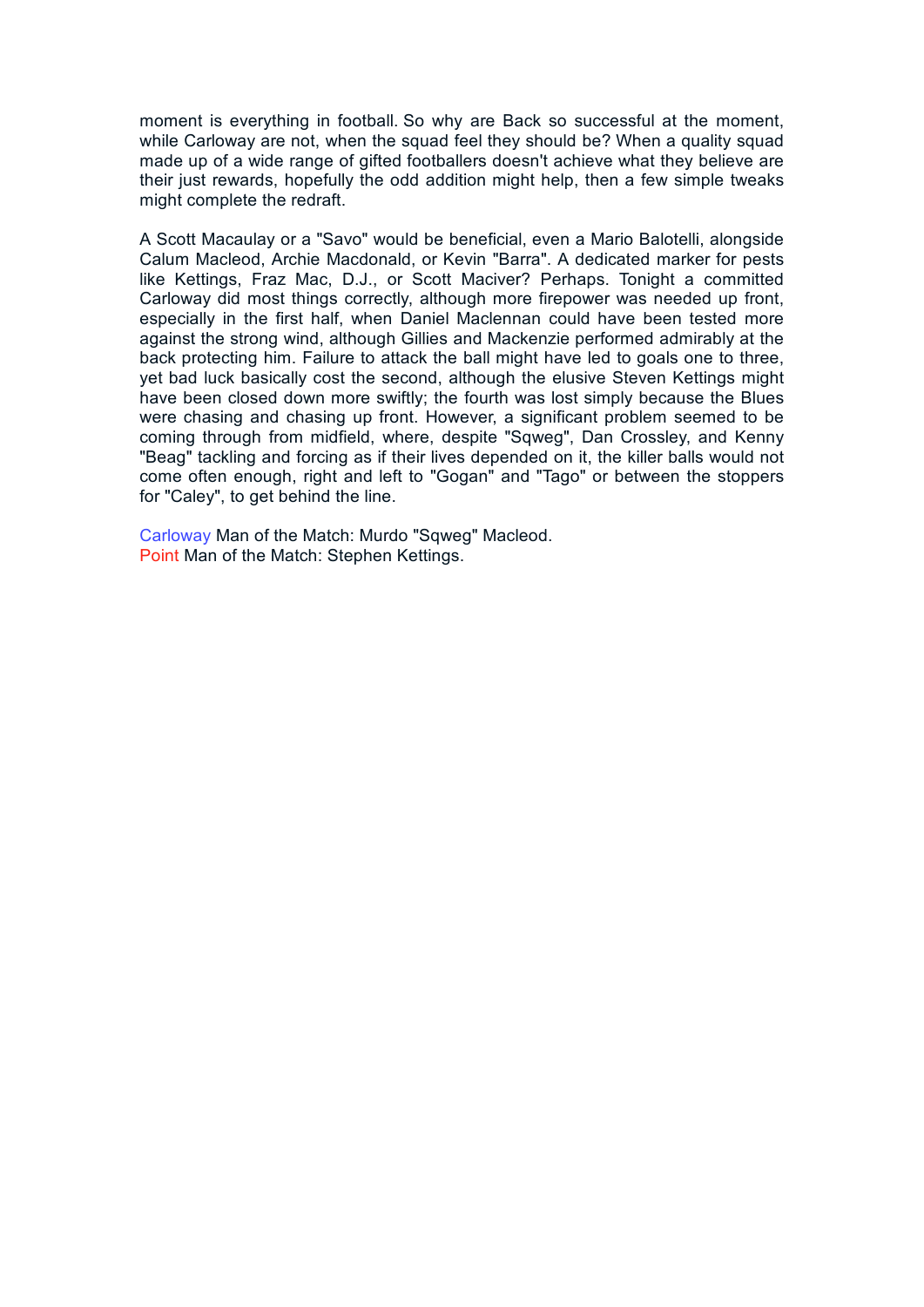moment is everything in football. So why are Back so successful at the moment, while Carloway are not, when the squad feel they should be? When a quality squad made up of a wide range of gifted footballers doesn't achieve what they believe are their just rewards, hopefully the odd addition might help, then a few simple tweaks might complete the redraft.

A Scott Macaulay or a "Savo" would be beneficial, even a Mario Balotelli, alongside Calum Macleod, Archie Macdonald, or Kevin "Barra". A dedicated marker for pests like Kettings, Fraz Mac, D.J., or Scott Maciver? Perhaps. Tonight a committed Carloway did most things correctly, although more firepower was needed up front, especially in the first half, when Daniel Maclennan could have been tested more against the strong wind, although Gillies and Mackenzie performed admirably at the back protecting him. Failure to attack the ball might have led to goals one to three, yet bad luck basically cost the second, although the elusive Steven Kettings might have been closed down more swiftly; the fourth was lost simply because the Blues were chasing and chasing up front. However, a significant problem seemed to be coming through from midfield, where, despite "Sqweg", Dan Crossley, and Kenny "Beag" tackling and forcing as if their lives depended on it, the killer balls would not come often enough, right and left to "Gogan" and "Tago" or between the stoppers for "Caley", to get behind the line.

Carloway Man of the Match: Murdo "Sqweg" Macleod.
Point Man of the Match: Stephen Kettings.